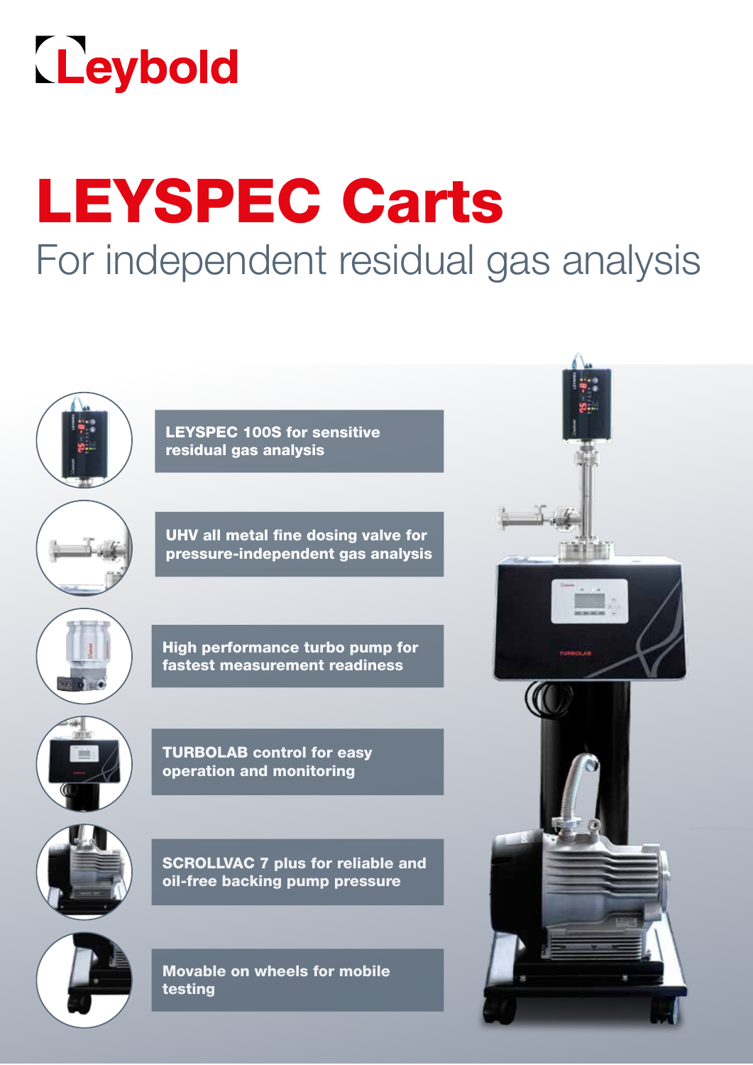Leybold

# LEYSPEC Carts

## For independent residual gas analysis

- **LEYSPEC 100S for sensitive residual gas analysis**
- **UHV all metal fine dosing valve for pressure-independent gas analysis**
- **High performance turbo pump for fastest measurement readiness**
- **TURBOLAB control for easy operation and monitoring**
- **SCROLLVAC 7 plus for reliable and oil-free backing pump pressure**
- **Movable on wheels for mobile testing**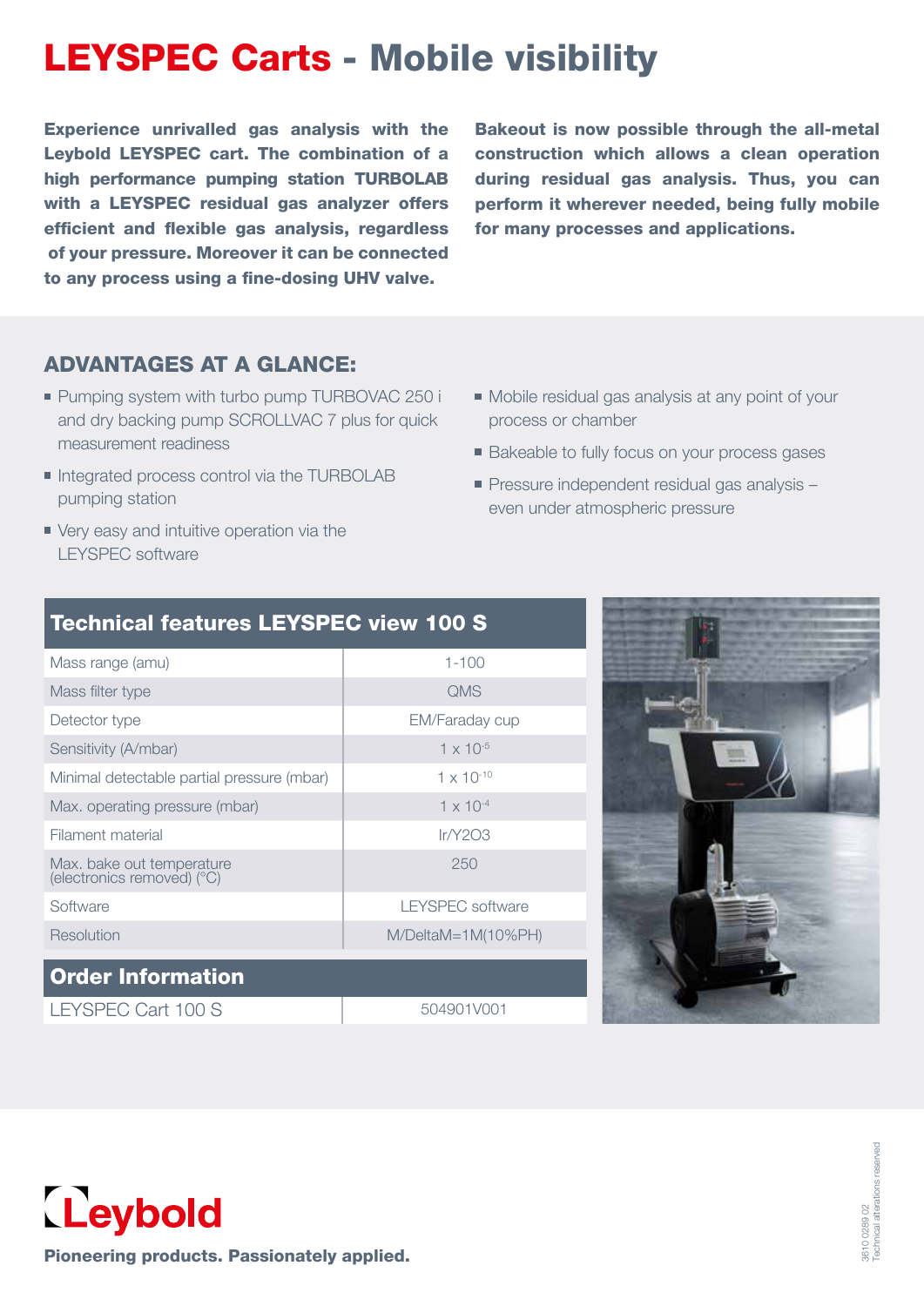# LEYSPEC Carts - Mobile visibility

**Experience unrivalled gas analysis with the Leybold LEYSPEC cart. The combination of a high performance pumping station TURBOLAB with a LEYSPEC residual gas analyzer offers efficient and flexible gas analysis, regardless of your pressure. Moreover it can be connected to any process using a fine-dosing UHV valve.**

**Bakeout is now possible through the all-metal construction which allows a clean operation during residual gas analysis. Thus, you can perform it wherever needed, being fully mobile for many processes and applications.**

## ADVANTAGES AT A GLANCE:

- Pumping system with turbo pump TURBOVAC 250 i and dry backing pump SCROLLVAC 7 plus for quick measurement readiness
- Integrated process control via the TURBOLAB pumping station
- Very easy and intuitive operation via the LEYSPEC software
- Mobile residual gas analysis at any point of your process or chamber
- Bakeable to fully focus on your process gases
- Pressure independent residual gas analysis – even under atmospheric pressure

| Technical features LEYSPEC view 100 S | |
|---|---|
| Mass range (amu) | 1-100 |
| Mass filter type | QMS |
| Detector type | EM/Faraday cup |
| Sensitivity (A/mbar) | $1 \times 10^{-5}$ |
| Minimal detectable partial pressure (mbar) | $1 \times 10^{-10}$ |
| Max. operating pressure (mbar) | $1 \times 10^{-4}$ |
| Filament material | Ir/$Y_2O_3$ |
| Max. bake out temperature (electronics removed) (°C) | 250 |
| Software | LEYSPEC software |
| Resolution | M/DeltaM=1M(10%PH) |

| Order Information | |
|---|---|
| LEYSPEC Cart 100 S | 504901V001 |

Leybold

**Pioneering products. Passionately applied.**

3610 0289 02
Technical alterations reserved